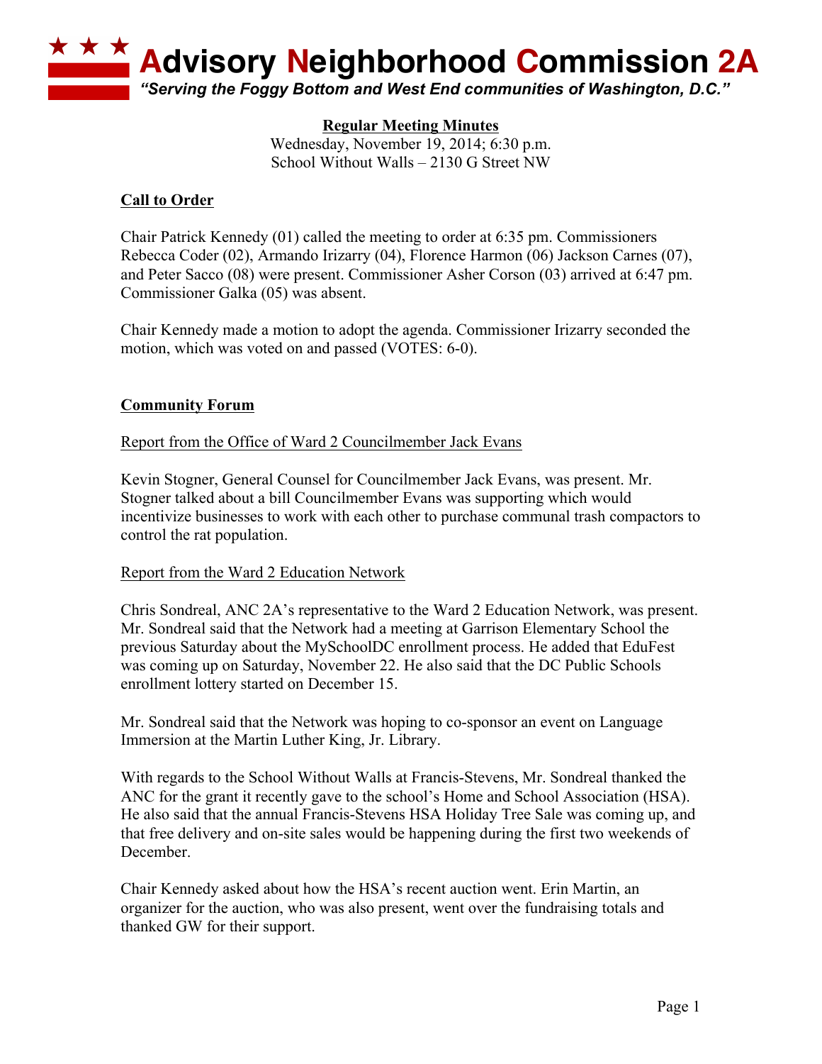# Advisory Neighborhood Commission 2A

*"Serving the Foggy Bottom and West End communities of Washington, D.C."*

**Regular Meeting Minutes**

Wednesday, November 19, 2014; 6:30 p.m.
School Without Walls – 2130 G Street NW

## Call to Order

Chair Patrick Kennedy (01) called the meeting to order at 6:35 pm. Commissioners Rebecca Coder (02), Armando Irizarry (04), Florence Harmon (06) Jackson Carnes (07), and Peter Sacco (08) were present. Commissioner Asher Corson (03) arrived at 6:47 pm. Commissioner Galka (05) was absent.

Chair Kennedy made a motion to adopt the agenda. Commissioner Irizarry seconded the motion, which was voted on and passed (VOTES: 6-0).

## Community Forum

### Report from the Office of Ward 2 Councilmember Jack Evans

Kevin Stogner, General Counsel for Councilmember Jack Evans, was present. Mr. Stogner talked about a bill Councilmember Evans was supporting which would incentivize businesses to work with each other to purchase communal trash compactors to control the rat population.

### Report from the Ward 2 Education Network

Chris Sondreal, ANC 2A's representative to the Ward 2 Education Network, was present. Mr. Sondreal said that the Network had a meeting at Garrison Elementary School the previous Saturday about the MySchoolDC enrollment process. He added that EduFest was coming up on Saturday, November 22. He also said that the DC Public Schools enrollment lottery started on December 15.

Mr. Sondreal said that the Network was hoping to co-sponsor an event on Language Immersion at the Martin Luther King, Jr. Library.

With regards to the School Without Walls at Francis-Stevens, Mr. Sondreal thanked the ANC for the grant it recently gave to the school's Home and School Association (HSA). He also said that the annual Francis-Stevens HSA Holiday Tree Sale was coming up, and that free delivery and on-site sales would be happening during the first two weekends of December.

Chair Kennedy asked about how the HSA's recent auction went. Erin Martin, an organizer for the auction, who was also present, went over the fundraising totals and thanked GW for their support.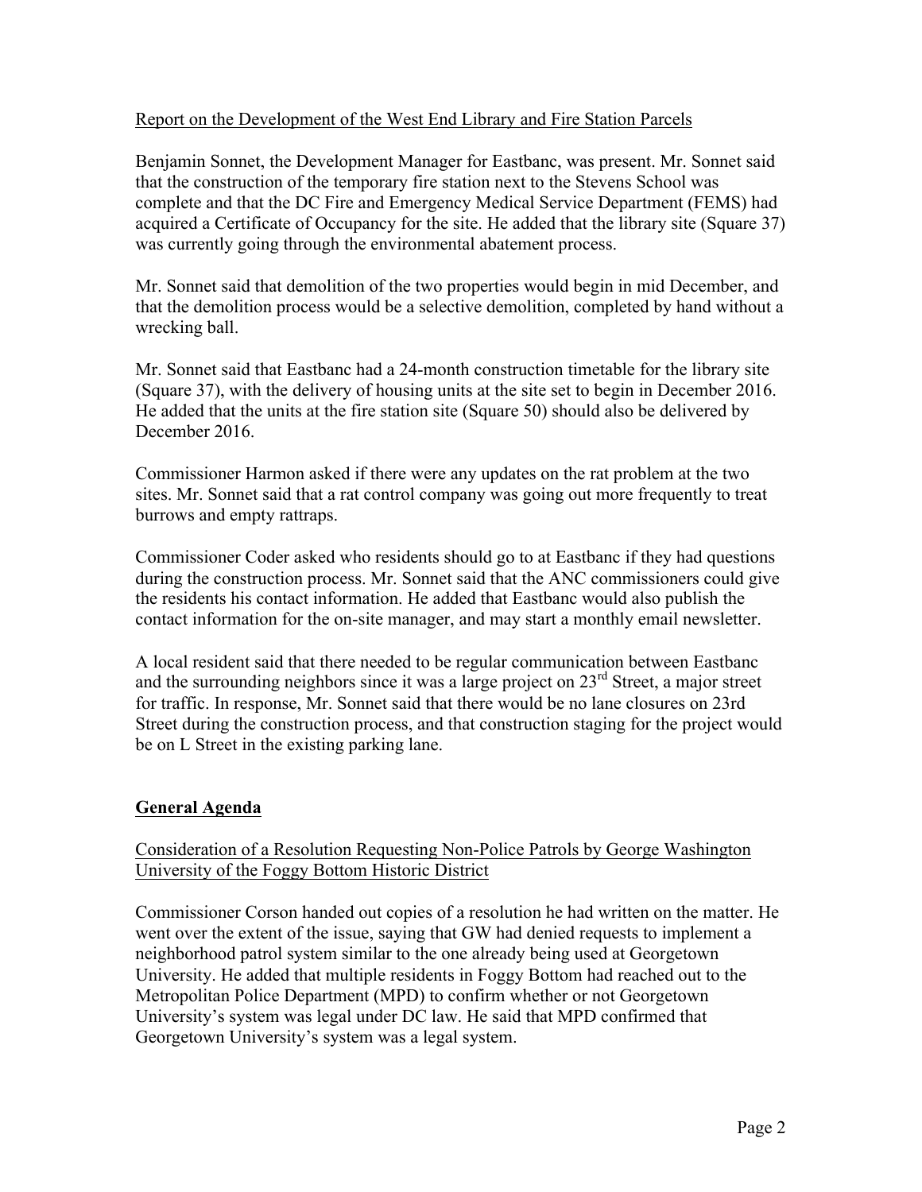Report on the Development of the West End Library and Fire Station Parcels

Benjamin Sonnet, the Development Manager for Eastbanc, was present. Mr. Sonnet said that the construction of the temporary fire station next to the Stevens School was complete and that the DC Fire and Emergency Medical Service Department (FEMS) had acquired a Certificate of Occupancy for the site. He added that the library site (Square 37) was currently going through the environmental abatement process.

Mr. Sonnet said that demolition of the two properties would begin in mid December, and that the demolition process would be a selective demolition, completed by hand without a wrecking ball.

Mr. Sonnet said that Eastbanc had a 24-month construction timetable for the library site (Square 37), with the delivery of housing units at the site set to begin in December 2016. He added that the units at the fire station site (Square 50) should also be delivered by December 2016.

Commissioner Harmon asked if there were any updates on the rat problem at the two sites. Mr. Sonnet said that a rat control company was going out more frequently to treat burrows and empty rattraps.

Commissioner Coder asked who residents should go to at Eastbanc if they had questions during the construction process. Mr. Sonnet said that the ANC commissioners could give the residents his contact information. He added that Eastbanc would also publish the contact information for the on-site manager, and may start a monthly email newsletter.

A local resident said that there needed to be regular communication between Eastbanc and the surrounding neighbors since it was a large project on 23rd Street, a major street for traffic. In response, Mr. Sonnet said that there would be no lane closures on 23rd Street during the construction process, and that construction staging for the project would be on L Street in the existing parking lane.

## General Agenda

Consideration of a Resolution Requesting Non-Police Patrols by George Washington University of the Foggy Bottom Historic District

Commissioner Corson handed out copies of a resolution he had written on the matter. He went over the extent of the issue, saying that GW had denied requests to implement a neighborhood patrol system similar to the one already being used at Georgetown University. He added that multiple residents in Foggy Bottom had reached out to the Metropolitan Police Department (MPD) to confirm whether or not Georgetown University's system was legal under DC law. He said that MPD confirmed that Georgetown University's system was a legal system.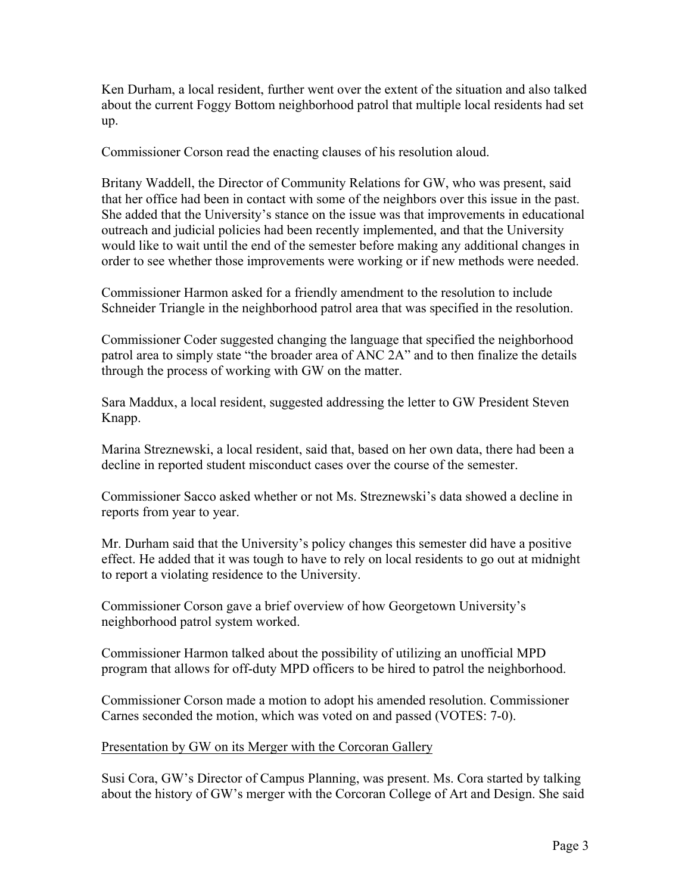Ken Durham, a local resident, further went over the extent of the situation and also talked about the current Foggy Bottom neighborhood patrol that multiple local residents had set up.

Commissioner Corson read the enacting clauses of his resolution aloud.

Britany Waddell, the Director of Community Relations for GW, who was present, said that her office had been in contact with some of the neighbors over this issue in the past. She added that the University's stance on the issue was that improvements in educational outreach and judicial policies had been recently implemented, and that the University would like to wait until the end of the semester before making any additional changes in order to see whether those improvements were working or if new methods were needed.

Commissioner Harmon asked for a friendly amendment to the resolution to include Schneider Triangle in the neighborhood patrol area that was specified in the resolution.

Commissioner Coder suggested changing the language that specified the neighborhood patrol area to simply state "the broader area of ANC 2A" and to then finalize the details through the process of working with GW on the matter.

Sara Maddux, a local resident, suggested addressing the letter to GW President Steven Knapp.

Marina Streznewski, a local resident, said that, based on her own data, there had been a decline in reported student misconduct cases over the course of the semester.

Commissioner Sacco asked whether or not Ms. Streznewski's data showed a decline in reports from year to year.

Mr. Durham said that the University's policy changes this semester did have a positive effect. He added that it was tough to have to rely on local residents to go out at midnight to report a violating residence to the University.

Commissioner Corson gave a brief overview of how Georgetown University's neighborhood patrol system worked.

Commissioner Harmon talked about the possibility of utilizing an unofficial MPD program that allows for off-duty MPD officers to be hired to patrol the neighborhood.

Commissioner Corson made a motion to adopt his amended resolution. Commissioner Carnes seconded the motion, which was voted on and passed (VOTES: 7-0).

<u>Presentation by GW on its Merger with the Corcoran Gallery</u>

Susi Cora, GW's Director of Campus Planning, was present. Ms. Cora started by talking about the history of GW's merger with the Corcoran College of Art and Design. She said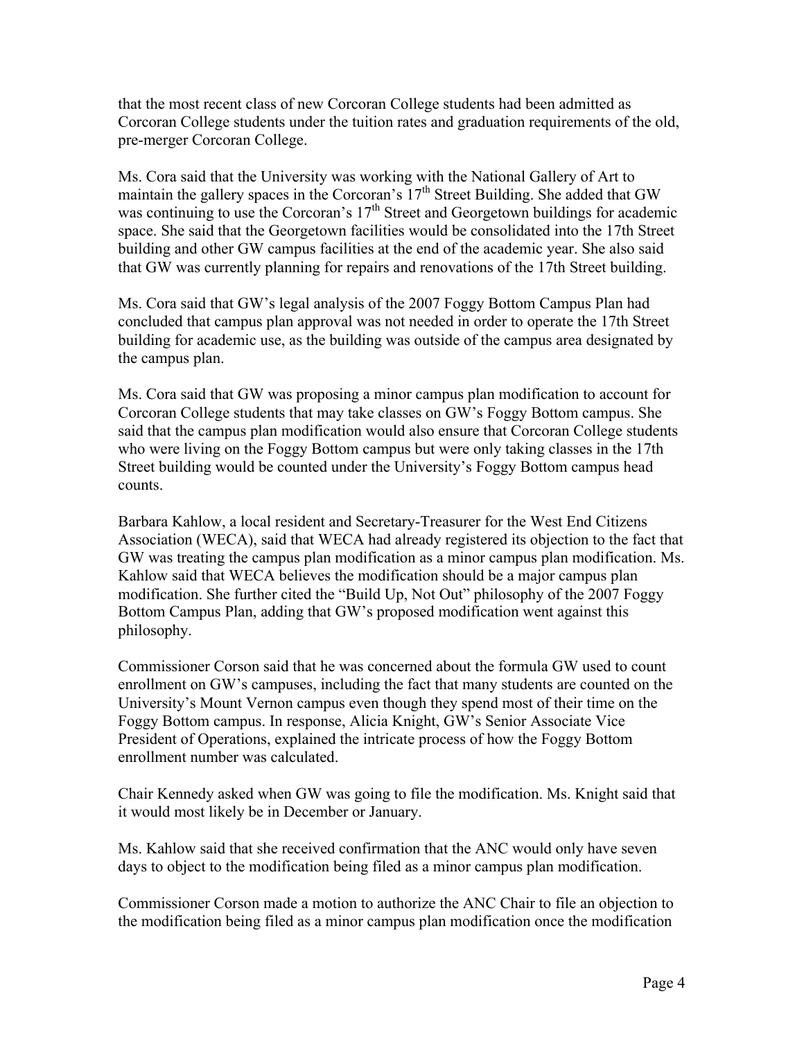that the most recent class of new Corcoran College students had been admitted as Corcoran College students under the tuition rates and graduation requirements of the old, pre-merger Corcoran College.

Ms. Cora said that the University was working with the National Gallery of Art to maintain the gallery spaces in the Corcoran's 17th Street Building. She added that GW was continuing to use the Corcoran's 17th Street and Georgetown buildings for academic space. She said that the Georgetown facilities would be consolidated into the 17th Street building and other GW campus facilities at the end of the academic year. She also said that GW was currently planning for repairs and renovations of the 17th Street building.

Ms. Cora said that GW's legal analysis of the 2007 Foggy Bottom Campus Plan had concluded that campus plan approval was not needed in order to operate the 17th Street building for academic use, as the building was outside of the campus area designated by the campus plan.

Ms. Cora said that GW was proposing a minor campus plan modification to account for Corcoran College students that may take classes on GW's Foggy Bottom campus. She said that the campus plan modification would also ensure that Corcoran College students who were living on the Foggy Bottom campus but were only taking classes in the 17th Street building would be counted under the University's Foggy Bottom campus head counts.

Barbara Kahlow, a local resident and Secretary-Treasurer for the West End Citizens Association (WECA), said that WECA had already registered its objection to the fact that GW was treating the campus plan modification as a minor campus plan modification. Ms. Kahlow said that WECA believes the modification should be a major campus plan modification. She further cited the "Build Up, Not Out" philosophy of the 2007 Foggy Bottom Campus Plan, adding that GW's proposed modification went against this philosophy.

Commissioner Corson said that he was concerned about the formula GW used to count enrollment on GW's campuses, including the fact that many students are counted on the University's Mount Vernon campus even though they spend most of their time on the Foggy Bottom campus. In response, Alicia Knight, GW's Senior Associate Vice President of Operations, explained the intricate process of how the Foggy Bottom enrollment number was calculated.

Chair Kennedy asked when GW was going to file the modification. Ms. Knight said that it would most likely be in December or January.

Ms. Kahlow said that she received confirmation that the ANC would only have seven days to object to the modification being filed as a minor campus plan modification.

Commissioner Corson made a motion to authorize the ANC Chair to file an objection to the modification being filed as a minor campus plan modification once the modification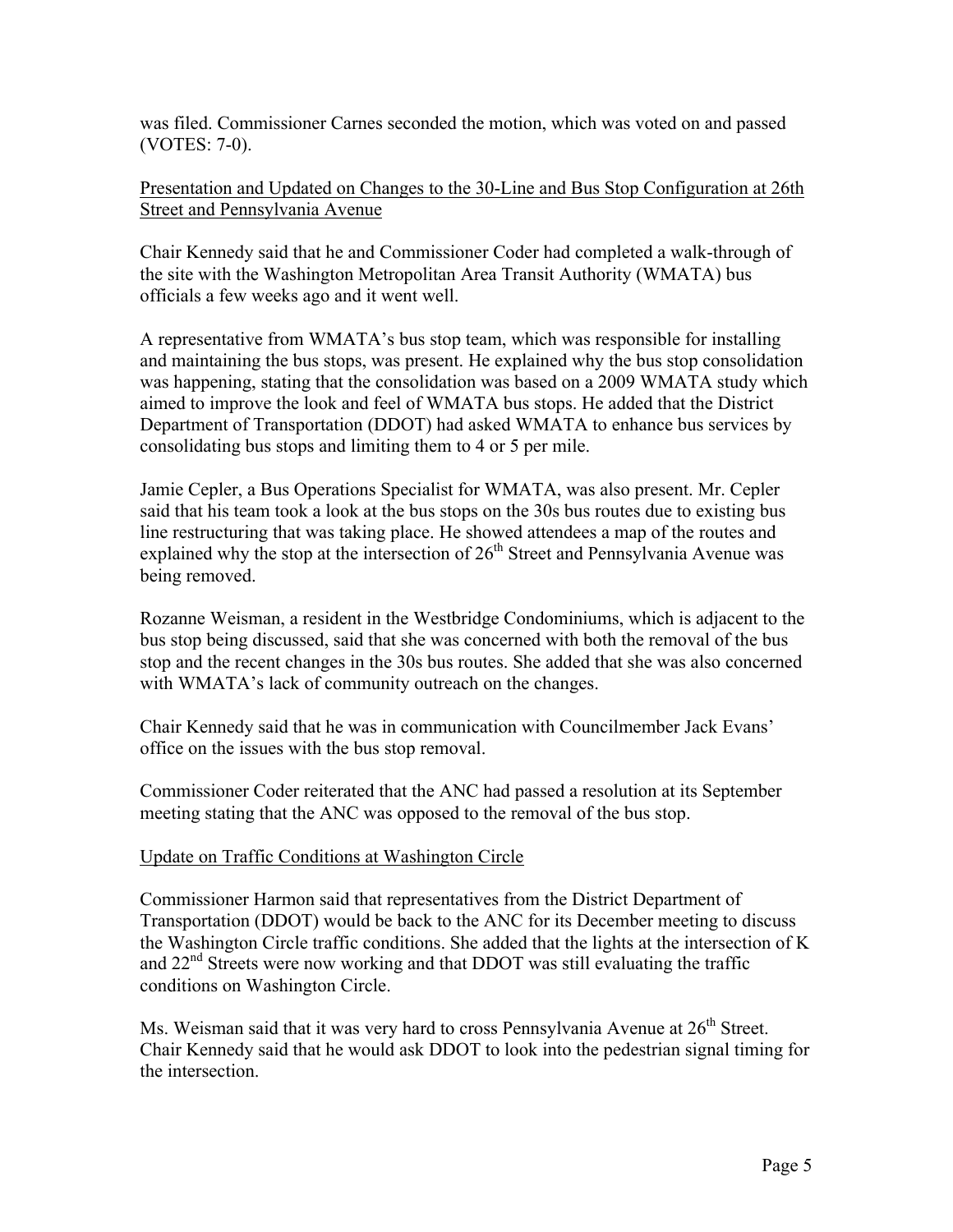was filed. Commissioner Carnes seconded the motion, which was voted on and passed (VOTES: 7-0).

<u>Presentation and Updated on Changes to the 30-Line and Bus Stop Configuration at 26th Street and Pennsylvania Avenue</u>

Chair Kennedy said that he and Commissioner Coder had completed a walk-through of the site with the Washington Metropolitan Area Transit Authority (WMATA) bus officials a few weeks ago and it went well.

A representative from WMATA's bus stop team, which was responsible for installing and maintaining the bus stops, was present. He explained why the bus stop consolidation was happening, stating that the consolidation was based on a 2009 WMATA study which aimed to improve the look and feel of WMATA bus stops. He added that the District Department of Transportation (DDOT) had asked WMATA to enhance bus services by consolidating bus stops and limiting them to 4 or 5 per mile.

Jamie Cepler, a Bus Operations Specialist for WMATA, was also present. Mr. Cepler said that his team took a look at the bus stops on the 30s bus routes due to existing bus line restructuring that was taking place. He showed attendees a map of the routes and explained why the stop at the intersection of 26th Street and Pennsylvania Avenue was being removed.

Rozanne Weisman, a resident in the Westbridge Condominiums, which is adjacent to the bus stop being discussed, said that she was concerned with both the removal of the bus stop and the recent changes in the 30s bus routes. She added that she was also concerned with WMATA's lack of community outreach on the changes.

Chair Kennedy said that he was in communication with Councilmember Jack Evans' office on the issues with the bus stop removal.

Commissioner Coder reiterated that the ANC had passed a resolution at its September meeting stating that the ANC was opposed to the removal of the bus stop.

<u>Update on Traffic Conditions at Washington Circle</u>

Commissioner Harmon said that representatives from the District Department of Transportation (DDOT) would be back to the ANC for its December meeting to discuss the Washington Circle traffic conditions. She added that the lights at the intersection of K and 22nd Streets were now working and that DDOT was still evaluating the traffic conditions on Washington Circle.

Ms. Weisman said that it was very hard to cross Pennsylvania Avenue at 26th Street. Chair Kennedy said that he would ask DDOT to look into the pedestrian signal timing for the intersection.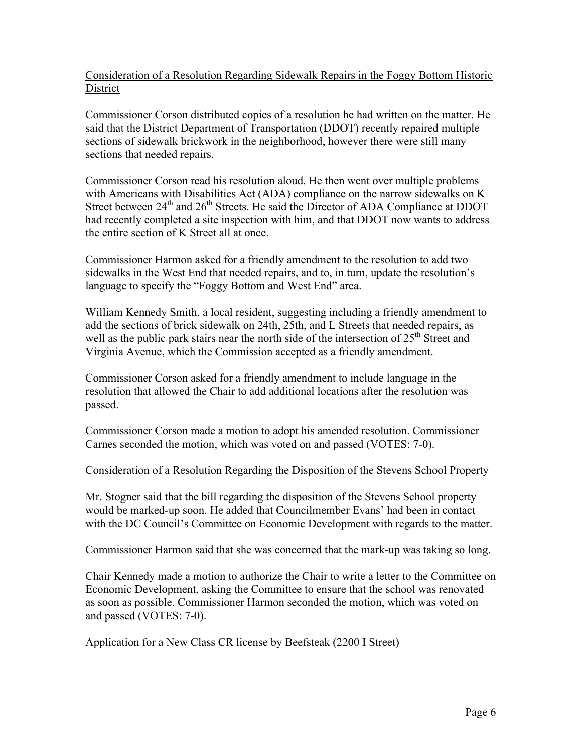Consideration of a Resolution Regarding Sidewalk Repairs in the Foggy Bottom Historic District

Commissioner Corson distributed copies of a resolution he had written on the matter. He said that the District Department of Transportation (DDOT) recently repaired multiple sections of sidewalk brickwork in the neighborhood, however there were still many sections that needed repairs.

Commissioner Corson read his resolution aloud. He then went over multiple problems with Americans with Disabilities Act (ADA) compliance on the narrow sidewalks on K Street between 24th and 26th Streets. He said the Director of ADA Compliance at DDOT had recently completed a site inspection with him, and that DDOT now wants to address the entire section of K Street all at once.

Commissioner Harmon asked for a friendly amendment to the resolution to add two sidewalks in the West End that needed repairs, and to, in turn, update the resolution's language to specify the "Foggy Bottom and West End" area.

William Kennedy Smith, a local resident, suggesting including a friendly amendment to add the sections of brick sidewalk on 24th, 25th, and L Streets that needed repairs, as well as the public park stairs near the north side of the intersection of 25th Street and Virginia Avenue, which the Commission accepted as a friendly amendment.

Commissioner Corson asked for a friendly amendment to include language in the resolution that allowed the Chair to add additional locations after the resolution was passed.

Commissioner Corson made a motion to adopt his amended resolution. Commissioner Carnes seconded the motion, which was voted on and passed (VOTES: 7-0).

Consideration of a Resolution Regarding the Disposition of the Stevens School Property

Mr. Stogner said that the bill regarding the disposition of the Stevens School property would be marked-up soon. He added that Councilmember Evans' had been in contact with the DC Council's Committee on Economic Development with regards to the matter.

Commissioner Harmon said that she was concerned that the mark-up was taking so long.

Chair Kennedy made a motion to authorize the Chair to write a letter to the Committee on Economic Development, asking the Committee to ensure that the school was renovated as soon as possible. Commissioner Harmon seconded the motion, which was voted on and passed (VOTES: 7-0).

Application for a New Class CR license by Beefsteak (2200 I Street)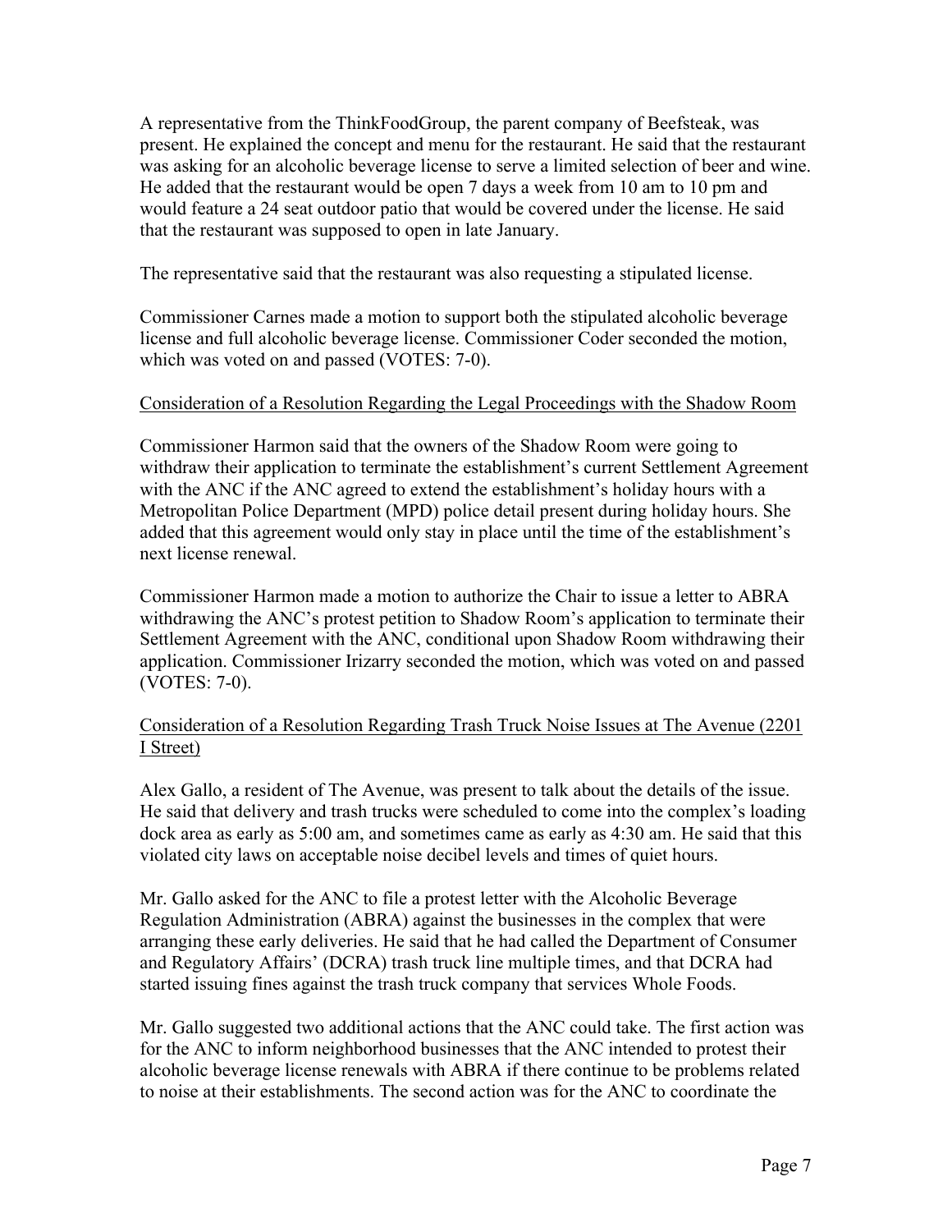A representative from the ThinkFoodGroup, the parent company of Beefsteak, was present. He explained the concept and menu for the restaurant. He said that the restaurant was asking for an alcoholic beverage license to serve a limited selection of beer and wine. He added that the restaurant would be open 7 days a week from 10 am to 10 pm and would feature a 24 seat outdoor patio that would be covered under the license. He said that the restaurant was supposed to open in late January.

The representative said that the restaurant was also requesting a stipulated license.

Commissioner Carnes made a motion to support both the stipulated alcoholic beverage license and full alcoholic beverage license. Commissioner Coder seconded the motion, which was voted on and passed (VOTES: 7-0).

Consideration of a Resolution Regarding the Legal Proceedings with the Shadow Room

Commissioner Harmon said that the owners of the Shadow Room were going to withdraw their application to terminate the establishment's current Settlement Agreement with the ANC if the ANC agreed to extend the establishment's holiday hours with a Metropolitan Police Department (MPD) police detail present during holiday hours. She added that this agreement would only stay in place until the time of the establishment's next license renewal.

Commissioner Harmon made a motion to authorize the Chair to issue a letter to ABRA withdrawing the ANC's protest petition to Shadow Room's application to terminate their Settlement Agreement with the ANC, conditional upon Shadow Room withdrawing their application. Commissioner Irizarry seconded the motion, which was voted on and passed (VOTES: 7-0).

Consideration of a Resolution Regarding Trash Truck Noise Issues at The Avenue (2201 I Street)

Alex Gallo, a resident of The Avenue, was present to talk about the details of the issue. He said that delivery and trash trucks were scheduled to come into the complex's loading dock area as early as 5:00 am, and sometimes came as early as 4:30 am. He said that this violated city laws on acceptable noise decibel levels and times of quiet hours.

Mr. Gallo asked for the ANC to file a protest letter with the Alcoholic Beverage Regulation Administration (ABRA) against the businesses in the complex that were arranging these early deliveries. He said that he had called the Department of Consumer and Regulatory Affairs' (DCRA) trash truck line multiple times, and that DCRA had started issuing fines against the trash truck company that services Whole Foods.

Mr. Gallo suggested two additional actions that the ANC could take. The first action was for the ANC to inform neighborhood businesses that the ANC intended to protest their alcoholic beverage license renewals with ABRA if there continue to be problems related to noise at their establishments. The second action was for the ANC to coordinate the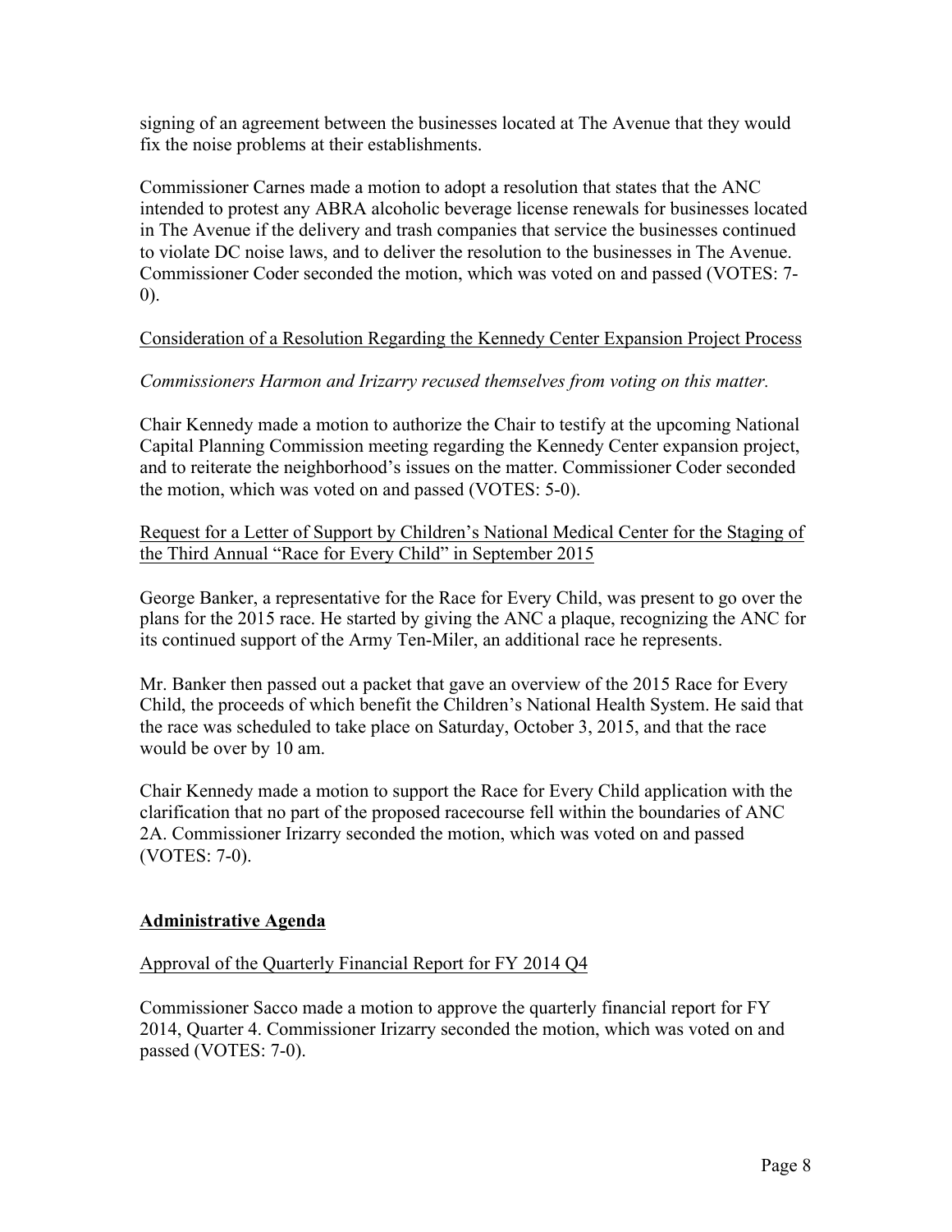signing of an agreement between the businesses located at The Avenue that they would fix the noise problems at their establishments.

Commissioner Carnes made a motion to adopt a resolution that states that the ANC intended to protest any ABRA alcoholic beverage license renewals for businesses located in The Avenue if the delivery and trash companies that service the businesses continued to violate DC noise laws, and to deliver the resolution to the businesses in The Avenue. Commissioner Coder seconded the motion, which was voted on and passed (VOTES: 7-0).

<u>Consideration of a Resolution Regarding the Kennedy Center Expansion Project Process</u>

*Commissioners Harmon and Irizarry recused themselves from voting on this matter.*

Chair Kennedy made a motion to authorize the Chair to testify at the upcoming National Capital Planning Commission meeting regarding the Kennedy Center expansion project, and to reiterate the neighborhood's issues on the matter. Commissioner Coder seconded the motion, which was voted on and passed (VOTES: 5-0).

<u>Request for a Letter of Support by Children's National Medical Center for the Staging of the Third Annual "Race for Every Child" in September 2015</u>

George Banker, a representative for the Race for Every Child, was present to go over the plans for the 2015 race. He started by giving the ANC a plaque, recognizing the ANC for its continued support of the Army Ten-Miler, an additional race he represents.

Mr. Banker then passed out a packet that gave an overview of the 2015 Race for Every Child, the proceeds of which benefit the Children's National Health System. He said that the race was scheduled to take place on Saturday, October 3, 2015, and that the race would be over by 10 am.

Chair Kennedy made a motion to support the Race for Every Child application with the clarification that no part of the proposed racecourse fell within the boundaries of ANC 2A. Commissioner Irizarry seconded the motion, which was voted on and passed (VOTES: 7-0).

**<u>Administrative Agenda</u>**

<u>Approval of the Quarterly Financial Report for FY 2014 Q4</u>

Commissioner Sacco made a motion to approve the quarterly financial report for FY 2014, Quarter 4. Commissioner Irizarry seconded the motion, which was voted on and passed (VOTES: 7-0).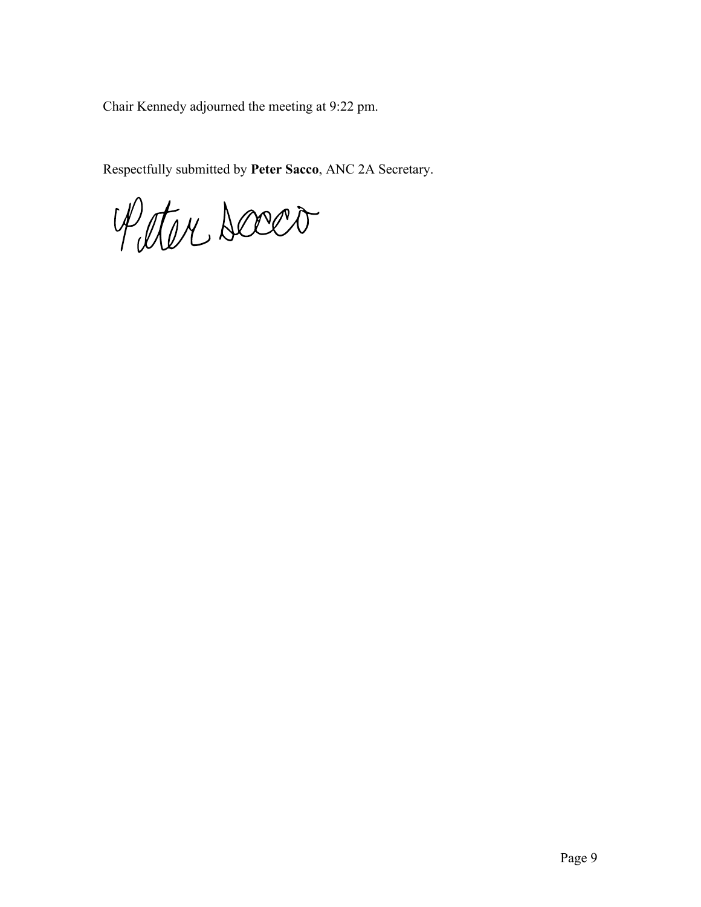Chair Kennedy adjourned the meeting at 9:22 pm.

Respectfully submitted by **Peter Sacco**, ANC 2A Secretary.